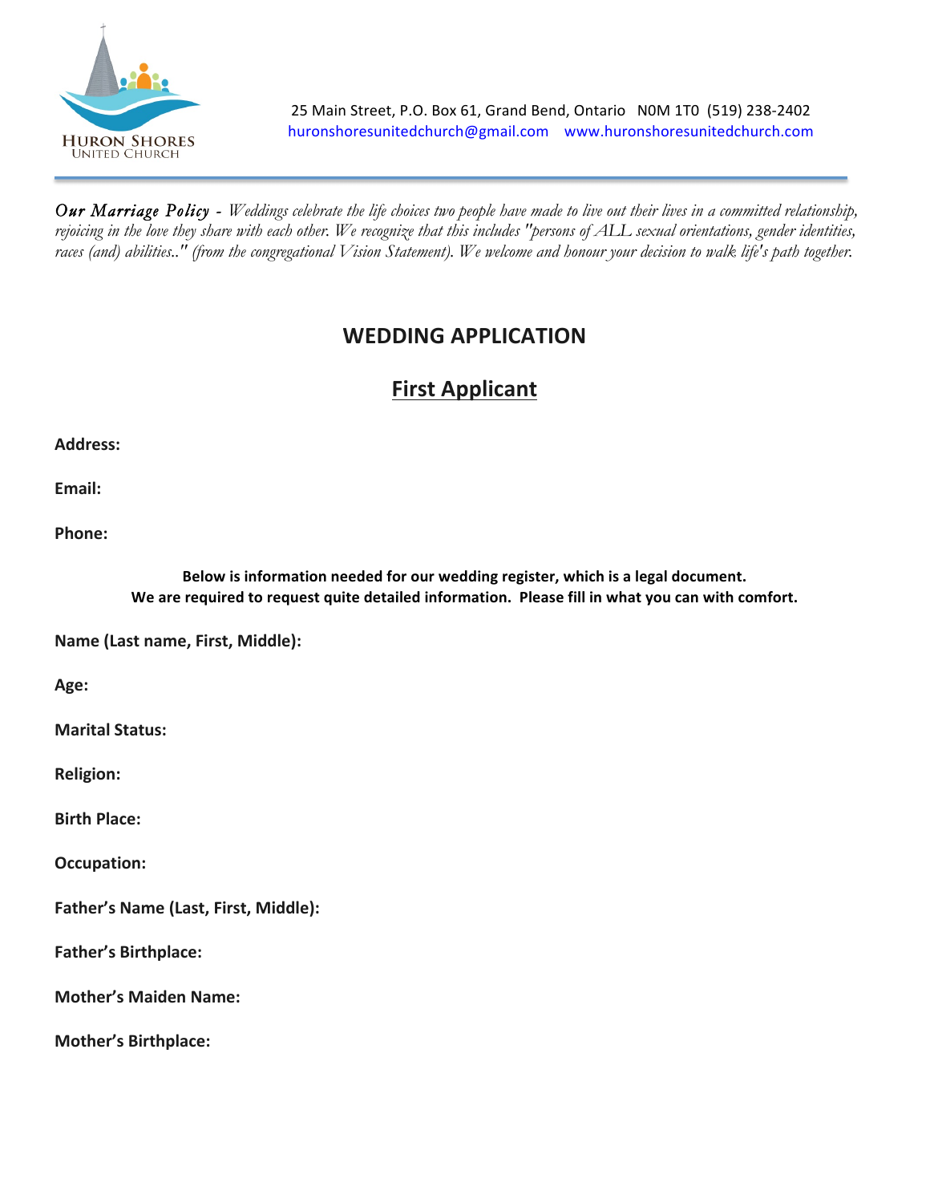HURON SHORES
UNITED CHURCH

25 Main Street, P.O. Box 61, Grand Bend, Ontario N0M 1T0 (519) 238-2402
huronshoresunitedchurch@gmail.com www.huronshoresunitedchurch.com

---

***Our Marriage Policy** - Weddings celebrate the life choices two people have made to live out their lives in a committed relationship, rejoicing in the love they share with each other. We recognize that this includes "persons of ALL sexual orientations, gender identities, races (and) abilities.." (from the congregational Vision Statement). We welcome and honour your decision to walk life's path together.*

# WEDDING APPLICATION

## First Applicant

**Address:**

**Email:**

**Phone:**

**Below is information needed for our wedding register, which is a legal document.**
**We are required to request quite detailed information. Please fill in what you can with comfort.**

**Name (Last name, First, Middle):**

**Age:**

**Marital Status:**

**Religion:**

**Birth Place:**

**Occupation:**

**Father's Name (Last, First, Middle):**

**Father's Birthplace:**

**Mother's Maiden Name:**

**Mother's Birthplace:**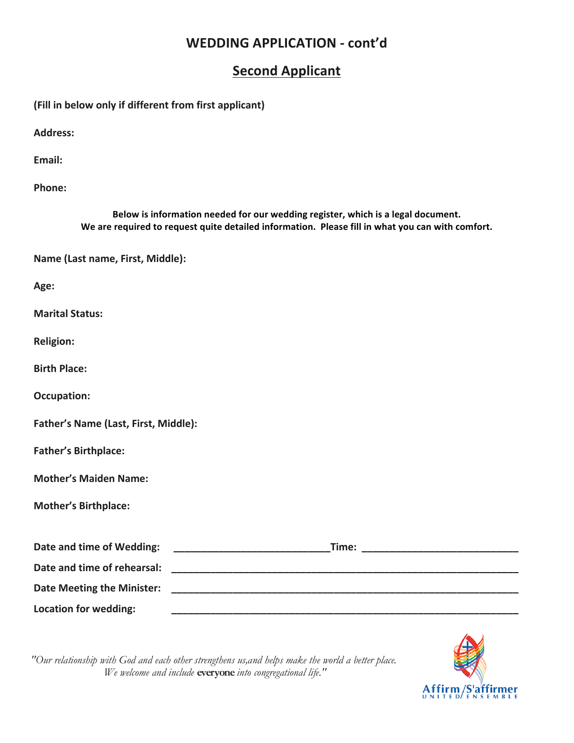# WEDDING APPLICATION - cont'd

## Second Applicant

**(Fill in below only if different from first applicant)**

**Address:**

**Email:**

**Phone:**

**Below is information needed for our wedding register, which is a legal document. We are required to request quite detailed information. Please fill in what you can with comfort.**

**Name (Last name, First, Middle):**

**Age:**

**Marital Status:**

**Religion:**

**Birth Place:**

**Occupation:**

**Father's Name (Last, First, Middle):**

**Father's Birthplace:**

**Mother's Maiden Name:**

**Mother's Birthplace:**

**Date and time of Wedding:** ____________________________ **Time:** ____________________________

**Date and time of rehearsal:** ______________________________________________________________

**Date Meeting the Minister:** ______________________________________________________________

**Location for wedding:** ______________________________________________________________

*"Our relationship with God and each other strengthens us,and helps make the world a better place. We welcome and include* **everyone** *into congregational life."*

Affirm /S'affirmer UNITED/ENSEMBLE